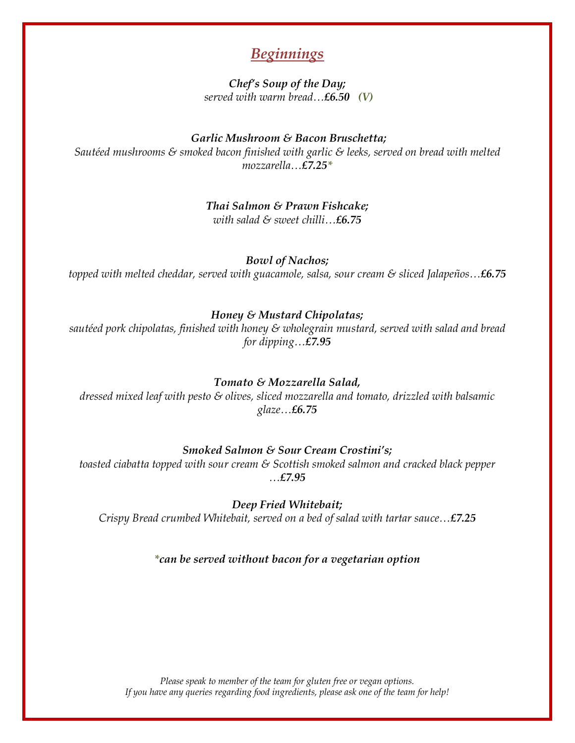## *Beginnings*

***Chef's Soup of the Day;***
*served with warm bread…**£6.50** **(V)***

***Garlic Mushroom & Bacon Bruschetta;***
*Sautéed mushrooms & smoked bacon finished with garlic & leeks, served on bread with melted mozzarella…**£7.25\****

***Thai Salmon & Prawn Fishcake;***
*with salad & sweet chilli…**£6.75***

***Bowl of Nachos;***
*topped with melted cheddar, served with guacamole, salsa, sour cream & sliced Jalapeños…**£6.75***

***Honey & Mustard Chipolatas;***
*sautéed pork chipolatas, finished with honey & wholegrain mustard, served with salad and bread for dipping…**£7.95***

***Tomato & Mozzarella Salad,***
*dressed mixed leaf with pesto & olives, sliced mozzarella and tomato, drizzled with balsamic glaze…**£6.75***

***Smoked Salmon & Sour Cream Crostini's;***
*toasted ciabatta topped with sour cream & Scottish smoked salmon and cracked black pepper …**£7.95***

***Deep Fried Whitebait;***
*Crispy Bread crumbed Whitebait, served on a bed of salad with tartar sauce…**£7.25***

***\*can be served without bacon for a vegetarian option***

*Please speak to member of the team for gluten free or vegan options.*
*If you have any queries regarding food ingredients, please ask one of the team for help!*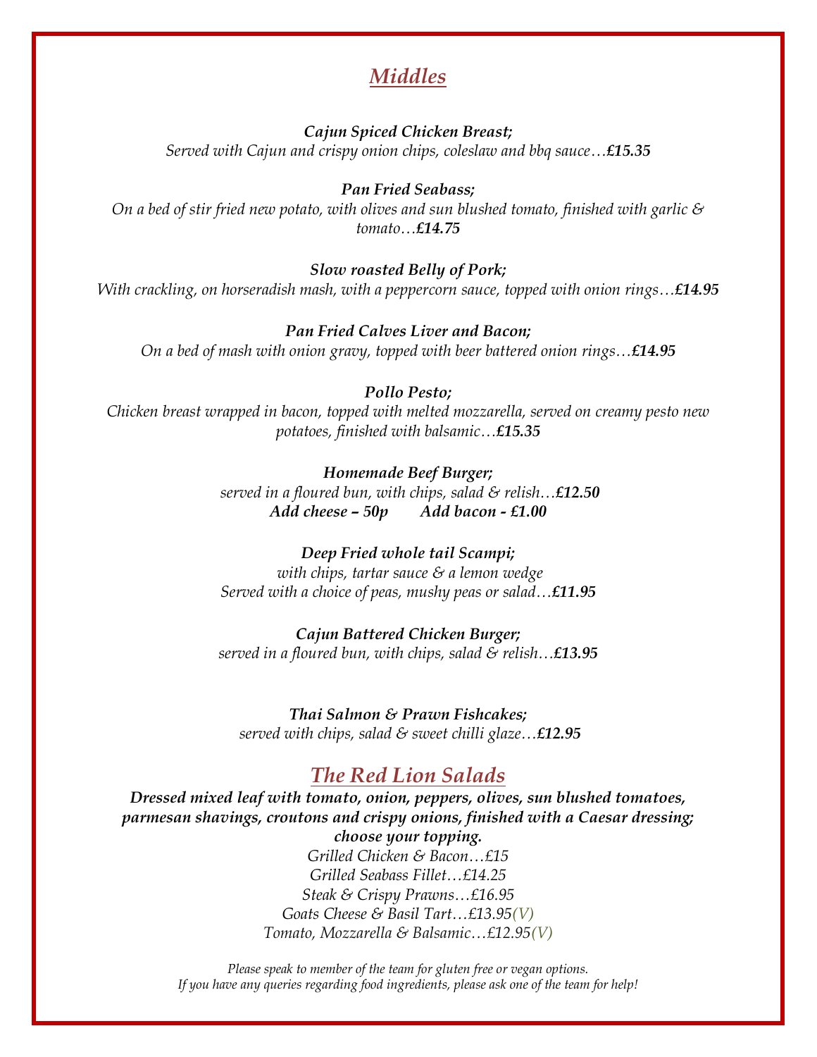# *Middles*

***Cajun Spiced Chicken Breast;***
*Served with Cajun and crispy onion chips, coleslaw and bbq sauce…**£15.35***

***Pan Fried Seabass;***
*On a bed of stir fried new potato, with olives and sun blushed tomato, finished with garlic & tomato…**£14.75***

***Slow roasted Belly of Pork;***
*With crackling, on horseradish mash, with a peppercorn sauce, topped with onion rings…**£14.95***

***Pan Fried Calves Liver and Bacon;***
*On a bed of mash with onion gravy, topped with beer battered onion rings…**£14.95***

***Pollo Pesto;***
*Chicken breast wrapped in bacon, topped with melted mozzarella, served on creamy pesto new potatoes, finished with balsamic…**£15.35***

***Homemade Beef Burger;***
*served in a floured bun, with chips, salad & relish…**£12.50***
***Add cheese – 50p     Add bacon - £1.00***

***Deep Fried whole tail Scampi;***
*with chips, tartar sauce & a lemon wedge*
*Served with a choice of peas, mushy peas or salad…**£11.95***

***Cajun Battered Chicken Burger;***
*served in a floured bun, with chips, salad & relish…**£13.95***

***Thai Salmon & Prawn Fishcakes;***
*served with chips, salad & sweet chilli glaze…**£12.95***

## *The Red Lion Salads*

***Dressed mixed leaf with tomato, onion, peppers, olives, sun blushed tomatoes, parmesan shavings, croutons and crispy onions, finished with a Caesar dressing; choose your topping.***

*Grilled Chicken & Bacon…£15*
*Grilled Seabass Fillet…£14.25*
*Steak & Crispy Prawns…£16.95*
*Goats Cheese & Basil Tart…£13.95(V)*
*Tomato, Mozzarella & Balsamic…£12.95(V)*

*Please speak to member of the team for gluten free or vegan options.*
*If you have any queries regarding food ingredients, please ask one of the team for help!*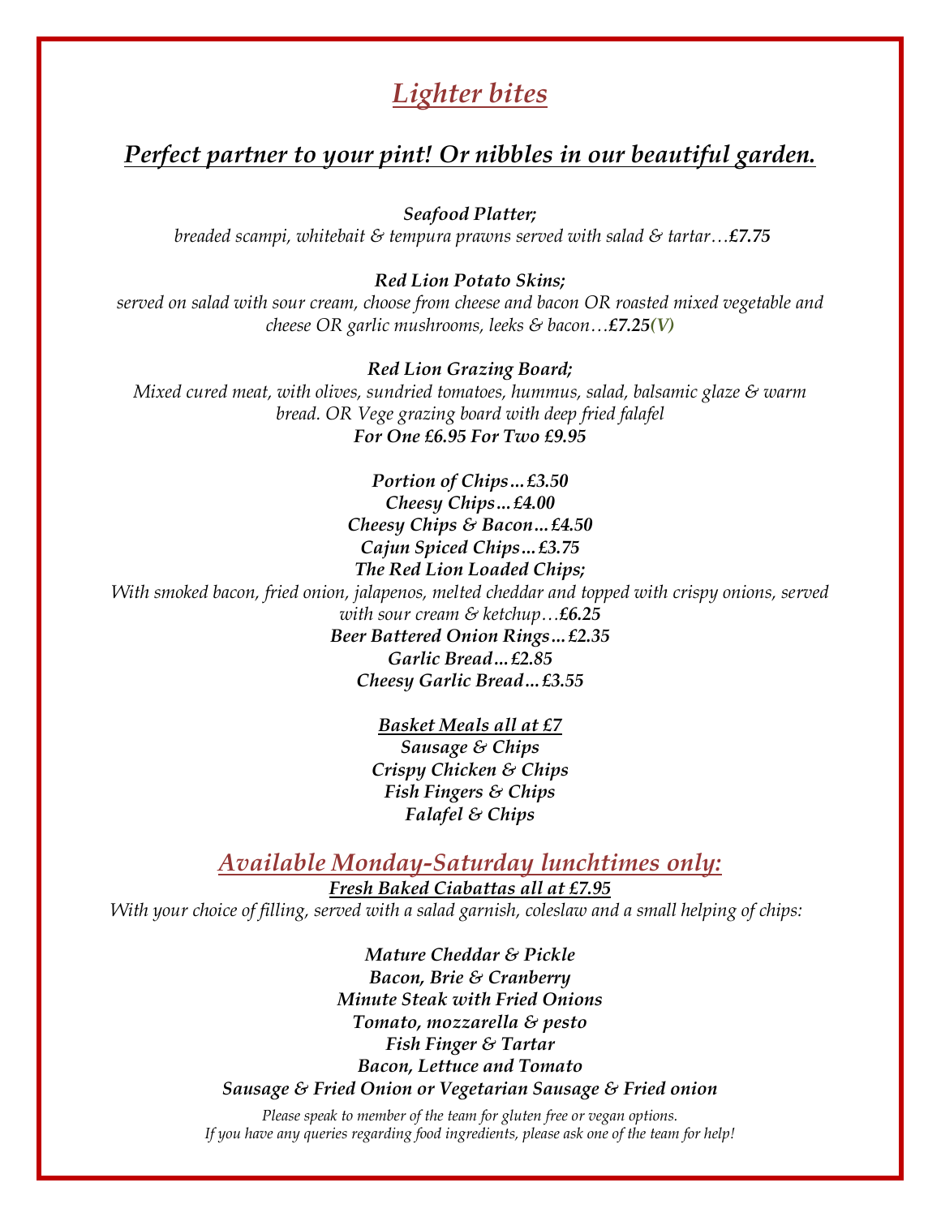# *Lighter bites*

## *Perfect partner to your pint! Or nibbles in our beautiful garden.*

***Seafood Platter;***
*breaded scampi, whitebait & tempura prawns served with salad & tartar…**£7.75***

***Red Lion Potato Skins;***
*served on salad with sour cream, choose from cheese and bacon OR roasted mixed vegetable and cheese OR garlic mushrooms, leeks & bacon…**£7.25(V)***

***Red Lion Grazing Board;***
*Mixed cured meat, with olives, sundried tomatoes, hummus, salad, balsamic glaze & warm bread. OR Vege grazing board with deep fried falafel*
***For One £6.95 For Two £9.95***

***Portion of Chips…£3.50***
***Cheesy Chips…£4.00***
***Cheesy Chips & Bacon…£4.50***
***Cajun Spiced Chips…£3.75***
***The Red Lion Loaded Chips;***
*With smoked bacon, fried onion, jalapenos, melted cheddar and topped with crispy onions, served with sour cream & ketchup…**£6.25***
***Beer Battered Onion Rings…£2.35***
***Garlic Bread…£2.85***
***Cheesy Garlic Bread…£3.55***

***Basket Meals all at £7***
***Sausage & Chips***
***Crispy Chicken & Chips***
***Fish Fingers & Chips***
***Falafel & Chips***

## *Available Monday-Saturday lunchtimes only:*

***Fresh Baked Ciabattas all at £7.95***
*With your choice of filling, served with a salad garnish, coleslaw and a small helping of chips:*

***Mature Cheddar & Pickle***
***Bacon, Brie & Cranberry***
***Minute Steak with Fried Onions***
***Tomato, mozzarella & pesto***
***Fish Finger & Tartar***
***Bacon, Lettuce and Tomato***
***Sausage & Fried Onion or Vegetarian Sausage & Fried onion***

*Please speak to member of the team for gluten free or vegan options.*
*If you have any queries regarding food ingredients, please ask one of the team for help!*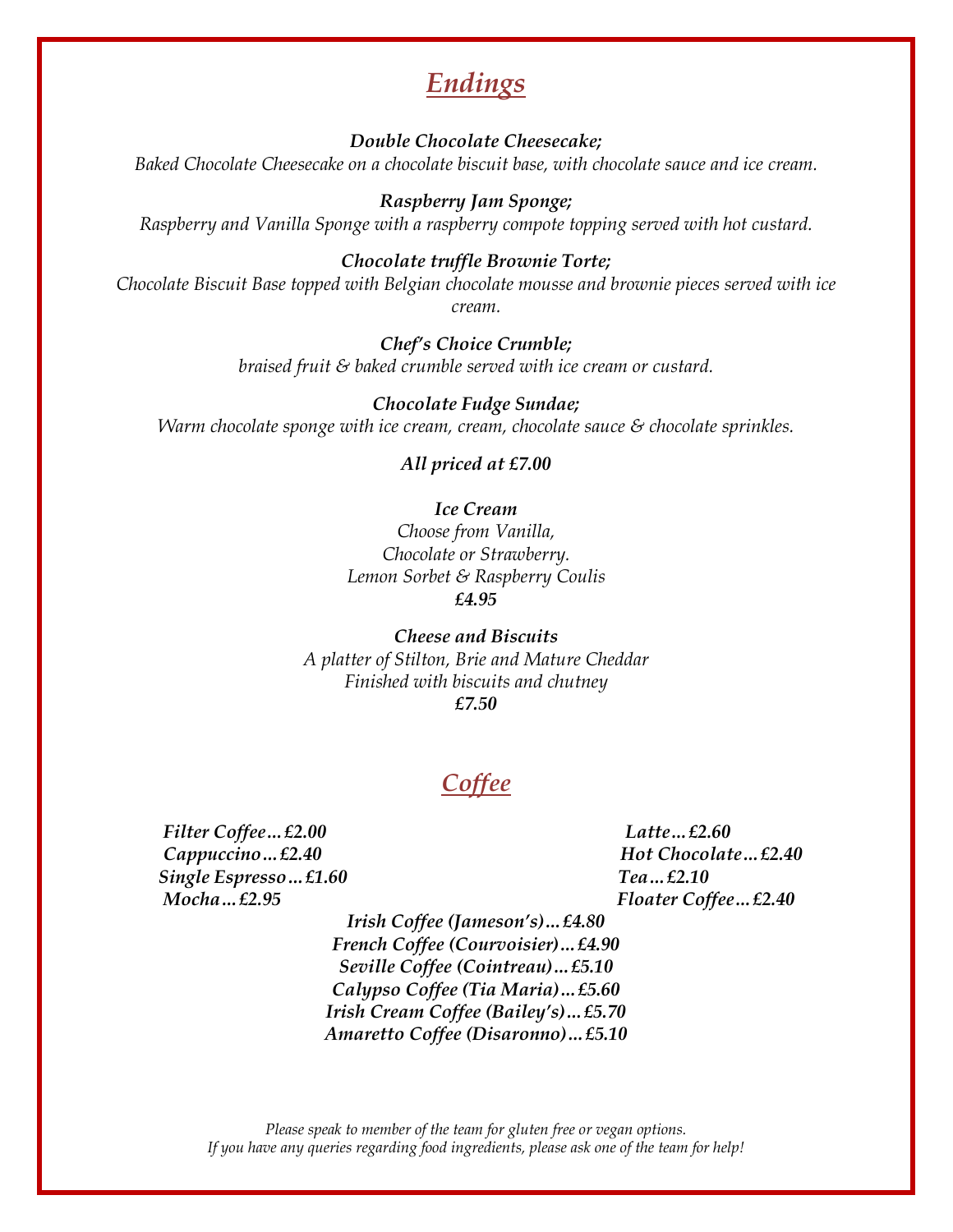# Endings

***Double Chocolate Cheesecake;***
*Baked Chocolate Cheesecake on a chocolate biscuit base, with chocolate sauce and ice cream.*

***Raspberry Jam Sponge;***
*Raspberry and Vanilla Sponge with a raspberry compote topping served with hot custard.*

***Chocolate truffle Brownie Torte;***
*Chocolate Biscuit Base topped with Belgian chocolate mousse and brownie pieces served with ice cream.*

***Chef's Choice Crumble;***
*braised fruit & baked crumble served with ice cream or custard.*

***Chocolate Fudge Sundae;***
*Warm chocolate sponge with ice cream, cream, chocolate sauce & chocolate sprinkles.*

***All priced at £7.00***

***Ice Cream***
*Choose from Vanilla,*
*Chocolate or Strawberry.*
*Lemon Sorbet & Raspberry Coulis*
***£4.95***

***Cheese and Biscuits***
*A platter of Stilton, Brie and Mature Cheddar*
*Finished with biscuits and chutney*
***£7.50***

# Coffee

***Filter Coffee…£2.00***
***Cappuccino…£2.40***
***Single Espresso…£1.60***
***Mocha…£2.95***
***Latte…£2.60***
***Hot Chocolate…£2.40***
***Tea…£2.10***
***Floater Coffee…£2.40***
***Irish Coffee (Jameson's)…£4.80***
***French Coffee (Courvoisier)…£4.90***
***Seville Coffee (Cointreau)…£5.10***
***Calypso Coffee (Tia Maria)…£5.60***
***Irish Cream Coffee (Bailey's)…£5.70***
***Amaretto Coffee (Disaronno)…£5.10***

*Please speak to member of the team for gluten free or vegan options.*
*If you have any queries regarding food ingredients, please ask one of the team for help!*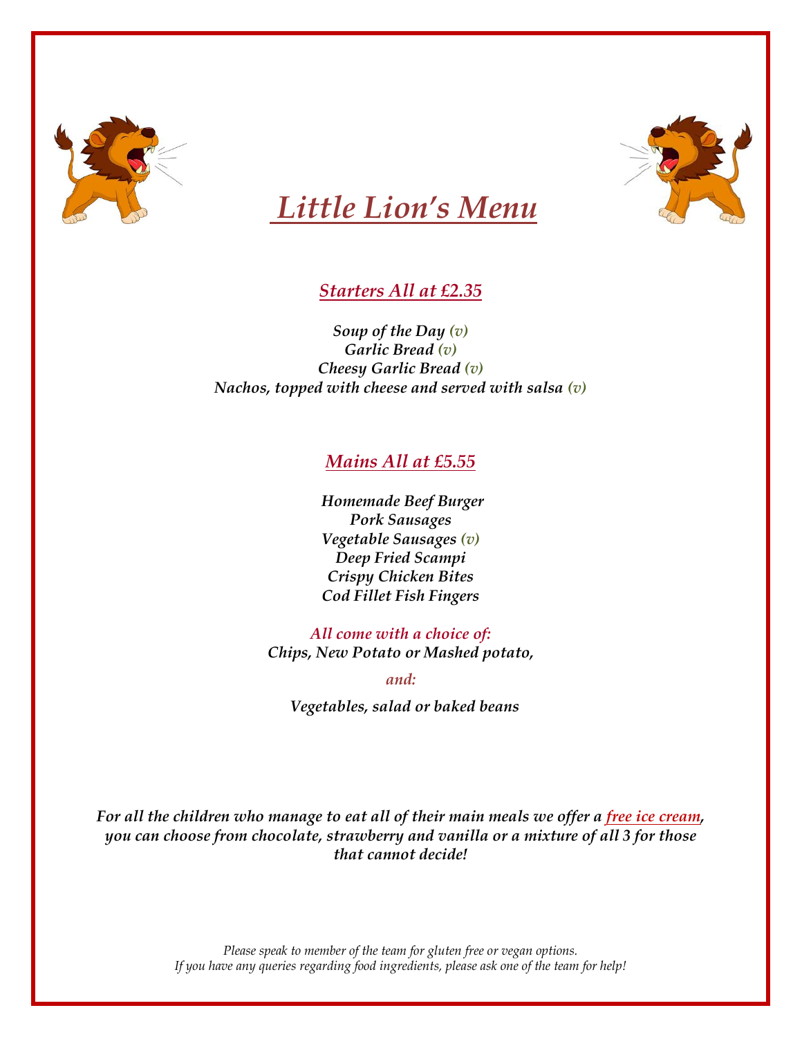# *Little Lion's Menu*

## *Starters All at £2.35*

*Soup of the Day (v)*
*Garlic Bread (v)*
*Cheesy Garlic Bread (v)*
*Nachos, topped with cheese and served with salsa (v)*

## *Mains All at £5.55*

*Homemade Beef Burger*
*Pork Sausages*
*Vegetable Sausages (v)*
*Deep Fried Scampi*
*Crispy Chicken Bites*
*Cod Fillet Fish Fingers*

*All come with a choice of:*
*Chips, New Potato or Mashed potato,*

*and:*

*Vegetables, salad or baked beans*

*For all the children who manage to eat all of their main meals we offer a free ice cream, you can choose from chocolate, strawberry and vanilla or a mixture of all 3 for those that cannot decide!*

*Please speak to member of the team for gluten free or vegan options.*
*If you have any queries regarding food ingredients, please ask one of the team for help!*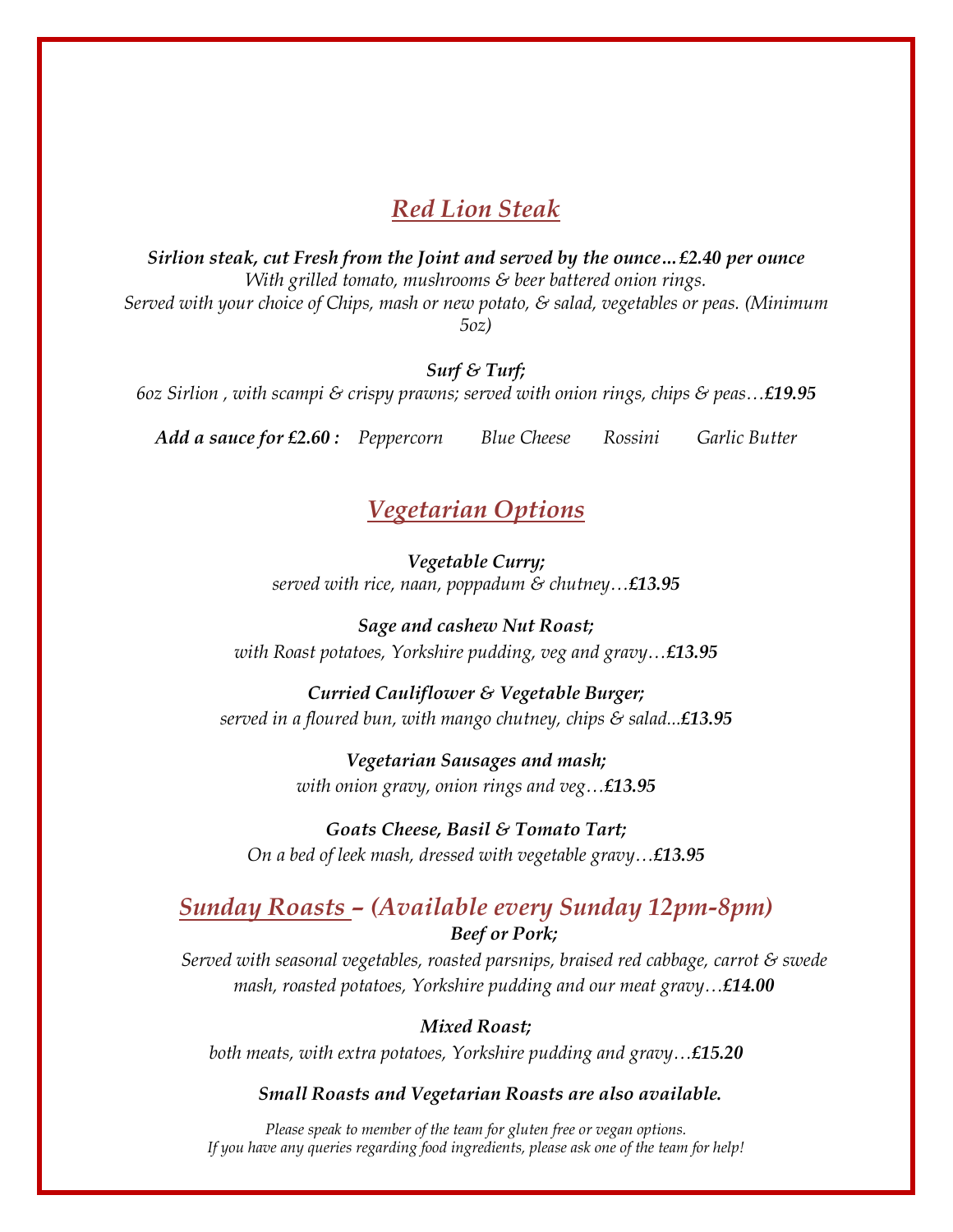## *Red Lion Steak*

***Sirlion steak, cut Fresh from the Joint and served by the ounce…£2.40 per ounce***
*With grilled tomato, mushrooms & beer battered onion rings.*
*Served with your choice of Chips, mash or new potato, & salad, vegetables or peas. (Minimum 5oz)*

***Surf & Turf;***
*6oz Sirlion , with scampi & crispy prawns; served with onion rings, chips & peas…**£19.95***

***Add a sauce for £2.60 :*** *Peppercorn Blue Cheese Rossini Garlic Butter*

## *Vegetarian Options*

***Vegetable Curry;***
*served with rice, naan, poppadum & chutney…**£13.95***

***Sage and cashew Nut Roast;***
*with Roast potatoes, Yorkshire pudding, veg and gravy…**£13.95***

***Curried Cauliflower & Vegetable Burger;***
*served in a floured bun, with mango chutney, chips & salad...**£13.95***

***Vegetarian Sausages and mash;***
*with onion gravy, onion rings and veg…**£13.95***

***Goats Cheese, Basil & Tomato Tart;***
*On a bed of leek mash, dressed with vegetable gravy…**£13.95***

## *Sunday Roasts – (Available every Sunday 12pm-8pm)*

***Beef or Pork;***
*Served with seasonal vegetables, roasted parsnips, braised red cabbage, carrot & swede mash, roasted potatoes, Yorkshire pudding and our meat gravy…**£14.00***

***Mixed Roast;***
*both meats, with extra potatoes, Yorkshire pudding and gravy…**£15.20***

***Small Roasts and Vegetarian Roasts are also available.***

*Please speak to member of the team for gluten free or vegan options.*
*If you have any queries regarding food ingredients, please ask one of the team for help!*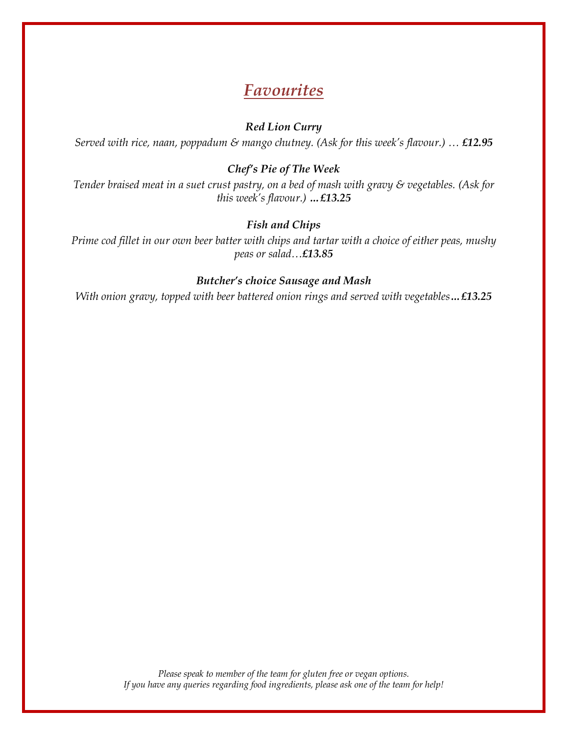# *Favourites*

***Red Lion Curry***

*Served with rice, naan, poppadum & mango chutney. (Ask for this week's flavour.) …* ***£12.95***

***Chef's Pie of The Week***

*Tender braised meat in a suet crust pastry, on a bed of mash with gravy & vegetables. (Ask for this week's flavour.)* ***…£13.25***

***Fish and Chips***

*Prime cod fillet in our own beer batter with chips and tartar with a choice of either peas, mushy peas or salad…****£13.85***

***Butcher's choice Sausage and Mash***

*With onion gravy, topped with beer battered onion rings and served with vegetables****…£13.25***

*Please speak to member of the team for gluten free or vegan options.*
*If you have any queries regarding food ingredients, please ask one of the team for help!*